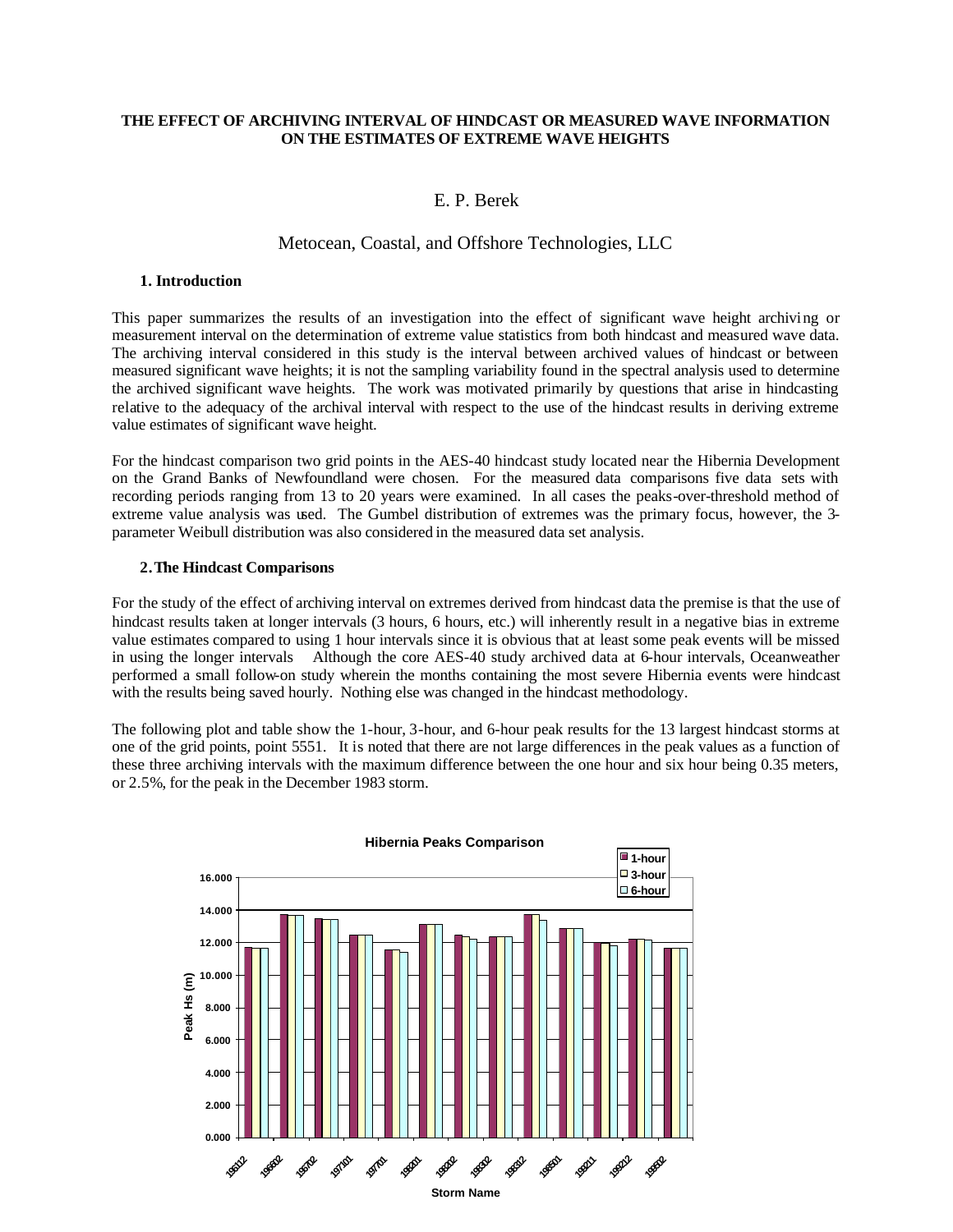**THE EFFECT OF ARCHIVING INTERVAL OF HINDCAST OR MEASURED WAVE INFORMATION ON THE ESTIMATES OF EXTREME WAVE HEIGHTS**

E. P. Berek

Metocean, Coastal, and Offshore Technologies, LLC

## 1. Introduction

This paper summarizes the results of an investigation into the effect of significant wave height archiving or measurement interval on the determination of extreme value statistics from both hindcast and measured wave data. The archiving interval considered in this study is the interval between archived values of hindcast or between measured significant wave heights; it is not the sampling variability found in the spectral analysis used to determine the archived significant wave heights. The work was motivated primarily by questions that arise in hindcasting relative to the adequacy of the archival interval with respect to the use of the hindcast results in deriving extreme value estimates of significant wave height.

For the hindcast comparison two grid points in the AES-40 hindcast study located near the Hibernia Development on the Grand Banks of Newfoundland were chosen. For the measured data comparisons five data sets with recording periods ranging from 13 to 20 years were examined. In all cases the peaks-over-threshold method of extreme value analysis was used. The Gumbel distribution of extremes was the primary focus, however, the 3-parameter Weibull distribution was also considered in the measured data set analysis.

## 2. The Hindcast Comparisons

For the study of the effect of archiving interval on extremes derived from hindcast data the premise is that the use of hindcast results taken at longer intervals (3 hours, 6 hours, etc.) will inherently result in a negative bias in extreme value estimates compared to using 1 hour intervals since it is obvious that at least some peak events will be missed in using the longer intervals Although the core AES-40 study archived data at 6-hour intervals, Oceanweather performed a small follow-on study wherein the months containing the most severe Hibernia events were hindcast with the results being saved hourly. Nothing else was changed in the hindcast methodology.

The following plot and table show the 1-hour, 3-hour, and 6-hour peak results for the 13 largest hindcast storms at one of the grid points, point 5551. It is noted that there are not large differences in the peak values as a function of these three archiving intervals with the maximum difference between the one hour and six hour being 0.35 meters, or 2.5%, for the peak in the December 1983 storm.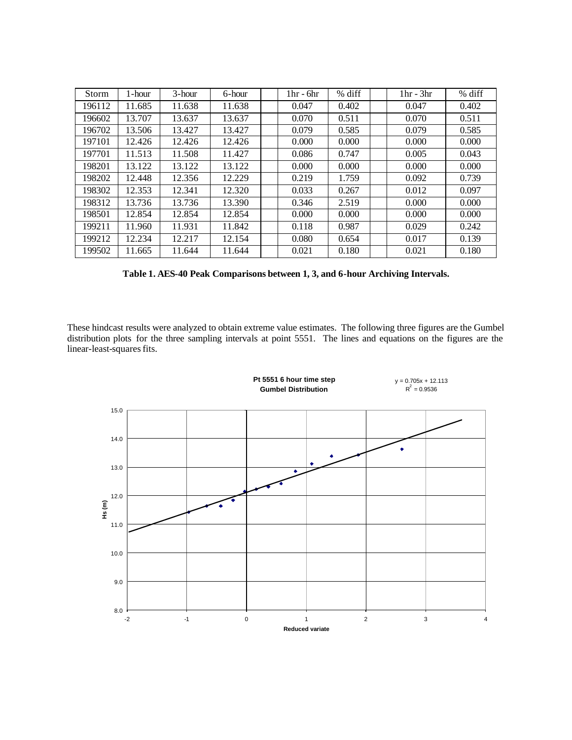| Storm | 1-hour | 3-hour | 6-hour | 1hr - 6hr | % diff | 1hr - 3hr | % diff |
|---|---|---|---|---|---|---|---|
| 196112 | 11.685 | 11.638 | 11.638 | 0.047 | 0.402 | 0.047 | 0.402 |
| 196602 | 13.707 | 13.637 | 13.637 | 0.070 | 0.511 | 0.070 | 0.511 |
| 196702 | 13.506 | 13.427 | 13.427 | 0.079 | 0.585 | 0.079 | 0.585 |
| 197101 | 12.426 | 12.426 | 12.426 | 0.000 | 0.000 | 0.000 | 0.000 |
| 197701 | 11.513 | 11.508 | 11.427 | 0.086 | 0.747 | 0.005 | 0.043 |
| 198201 | 13.122 | 13.122 | 13.122 | 0.000 | 0.000 | 0.000 | 0.000 |
| 198202 | 12.448 | 12.356 | 12.229 | 0.219 | 1.759 | 0.092 | 0.739 |
| 198302 | 12.353 | 12.341 | 12.320 | 0.033 | 0.267 | 0.012 | 0.097 |
| 198312 | 13.736 | 13.736 | 13.390 | 0.346 | 2.519 | 0.000 | 0.000 |
| 198501 | 12.854 | 12.854 | 12.854 | 0.000 | 0.000 | 0.000 | 0.000 |
| 199211 | 11.960 | 11.931 | 11.842 | 0.118 | 0.987 | 0.029 | 0.242 |
| 199212 | 12.234 | 12.217 | 12.154 | 0.080 | 0.654 | 0.017 | 0.139 |
| 199502 | 11.665 | 11.644 | 11.644 | 0.021 | 0.180 | 0.021 | 0.180 |

**Table 1. AES-40 Peak Comparisons between 1, 3, and 6-hour Archiving Intervals.**

These hindcast results were analyzed to obtain extreme value estimates. The following three figures are the Gumbel distribution plots for the three sampling intervals at point 5551. The lines and equations on the figures are the linear-least-squares fits.

**Pt 5551 6 hour time step**
**Gumbel Distribution**

$y = 0.705x + 12.113$
$R^2 = 0.9536$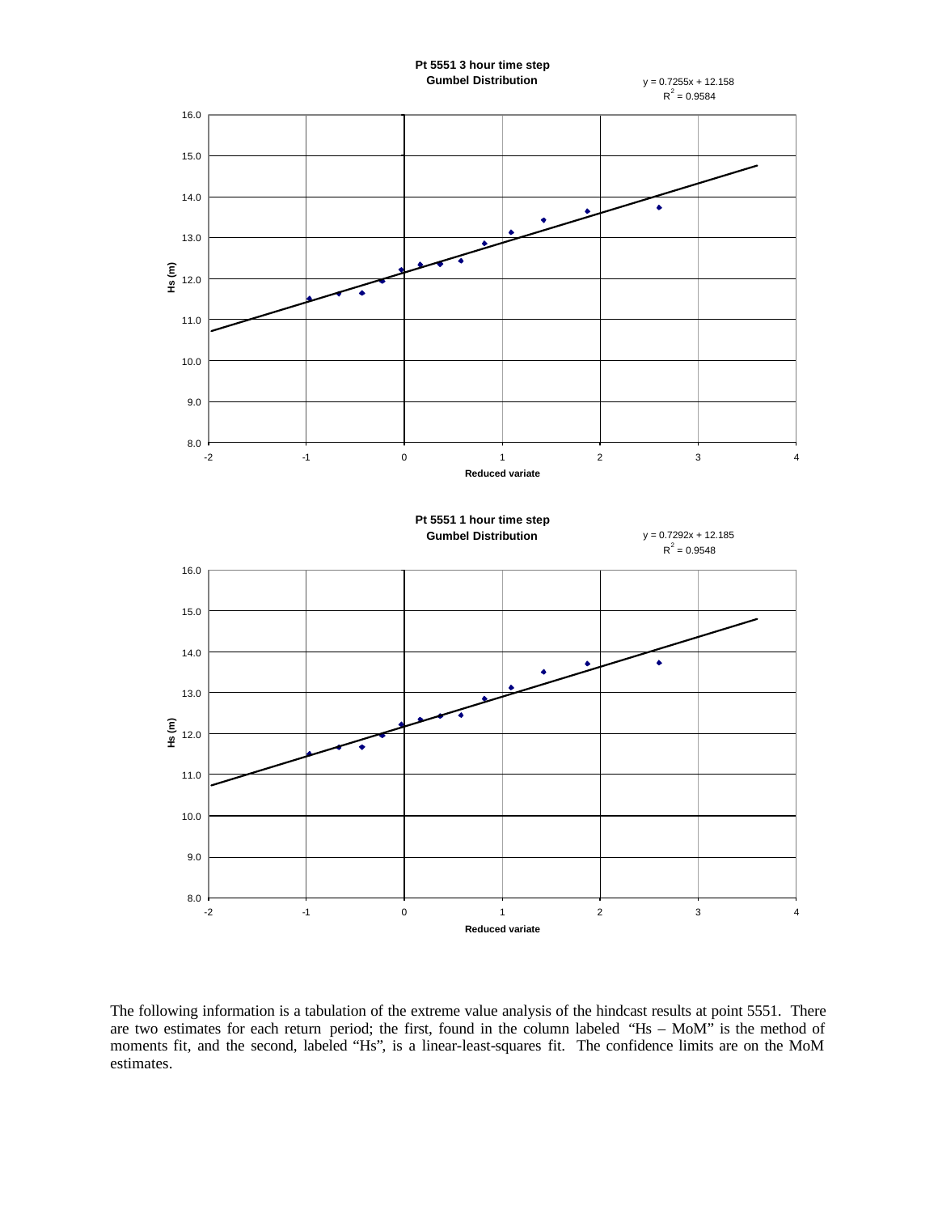**Pt 5551 3 hour time step**
**Gumbel Distribution**

$y = 0.7255x + 12.158$
$R^2 = 0.9584$

Hs (m)

Reduced variate

**Pt 5551 1 hour time step**
**Gumbel Distribution**

$y = 0.7292x + 12.185$
$R^2 = 0.9548$

Hs (m)

Reduced variate

The following information is a tabulation of the extreme value analysis of the hindcast results at point 5551. There are two estimates for each return period; the first, found in the column labeled "Hs – MoM" is the method of moments fit, and the second, labeled "Hs", is a linear-least-squares fit. The confidence limits are on the MoM estimates.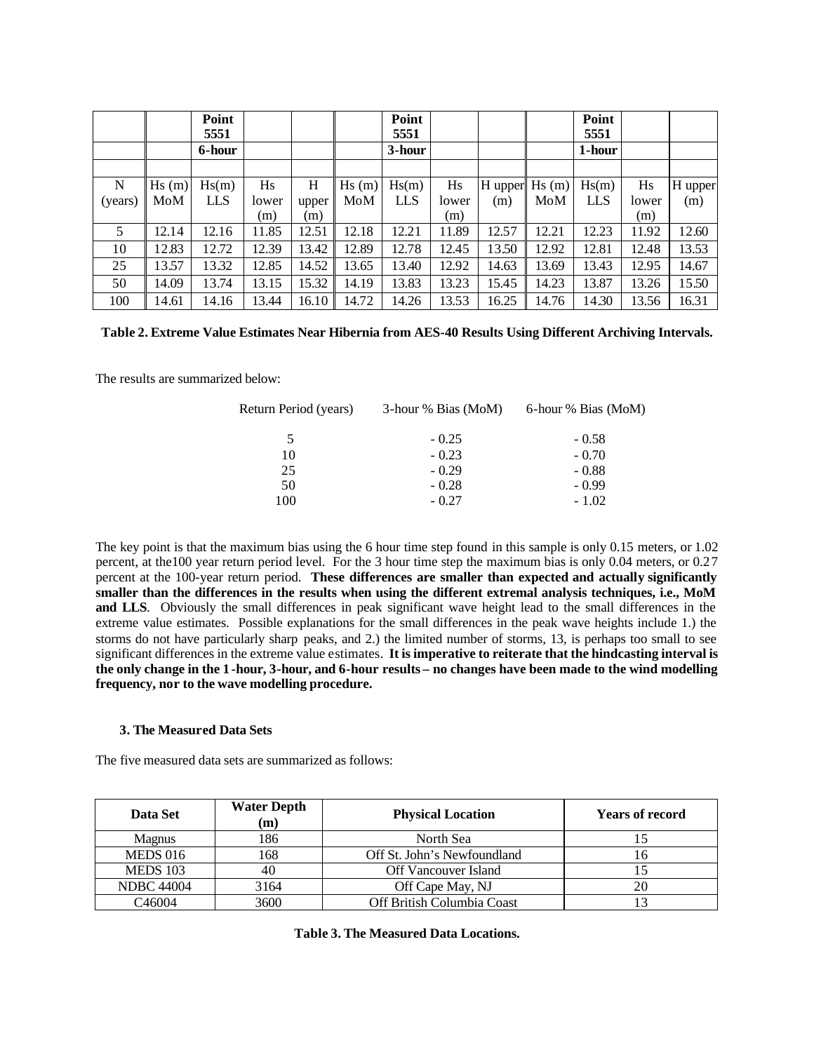| | | Point 5551 | | | | Point 5551 | | | | Point 5551 | | |
|---|---|---|---|---|---|---|---|---|---|---|---|---|
| | | 6-hour | | | | 3-hour | | | | 1-hour | | |
| N (years) | Hs (m) MoM | Hs(m) LLS | Hs lower (m) | H upper (m) | Hs (m) MoM | Hs(m) LLS | Hs lower (m) | H upper (m) | Hs (m) MoM | Hs(m) LLS | Hs lower (m) | H upper (m) |
| 5 | 12.14 | 12.16 | 11.85 | 12.51 | 12.18 | 12.21 | 11.89 | 12.57 | 12.21 | 12.23 | 11.92 | 12.60 |
| 10 | 12.83 | 12.72 | 12.39 | 13.42 | 12.89 | 12.78 | 12.45 | 13.50 | 12.92 | 12.81 | 12.48 | 13.53 |
| 25 | 13.57 | 13.32 | 12.85 | 14.52 | 13.65 | 13.40 | 12.92 | 14.63 | 13.69 | 13.43 | 12.95 | 14.67 |
| 50 | 14.09 | 13.74 | 13.15 | 15.32 | 14.19 | 13.83 | 13.23 | 15.45 | 14.23 | 13.87 | 13.26 | 15.50 |
| 100 | 14.61 | 14.16 | 13.44 | 16.10 | 14.72 | 14.26 | 13.53 | 16.25 | 14.76 | 14.30 | 13.56 | 16.31 |

**Table 2. Extreme Value Estimates Near Hibernia from AES-40 Results Using Different Archiving Intervals.**

The results are summarized below:

| Return Period (years) | 3-hour % Bias (MoM) | 6-hour % Bias (MoM) |
|---|---|---|
| 5 | - 0.25 | - 0.58 |
| 10 | - 0.23 | - 0.70 |
| 25 | - 0.29 | - 0.88 |
| 50 | - 0.28 | - 0.99 |
| 100 | - 0.27 | - 1.02 |

The key point is that the maximum bias using the 6 hour time step found in this sample is only 0.15 meters, or 1.02 percent, at the100 year return period level. For the 3 hour time step the maximum bias is only 0.04 meters, or 0.27 percent at the 100-year return period. **These differences are smaller than expected and actually significantly smaller than the differences in the results when using the different extremal analysis techniques, i.e., MoM and LLS**. Obviously the small differences in peak significant wave height lead to the small differences in the extreme value estimates. Possible explanations for the small differences in the peak wave heights include 1.) the storms do not have particularly sharp peaks, and 2.) the limited number of storms, 13, is perhaps too small to see significant differences in the extreme value estimates. **It is imperative to reiterate that the hindcasting interval is the only change in the 1-hour, 3-hour, and 6-hour results – no changes have been made to the wind modelling frequency, nor to the wave modelling procedure.**

### 3. The Measured Data Sets

The five measured data sets are summarized as follows:

| Data Set | Water Depth (m) | Physical Location | Years of record |
|---|---|---|---|
| Magnus | 186 | North Sea | 15 |
| MEDS 016 | 168 | Off St. John's Newfoundland | 16 |
| MEDS 103 | 40 | Off Vancouver Island | 15 |
| NDBC 44004 | 3164 | Off Cape May, NJ | 20 |
| C46004 | 3600 | Off British Columbia Coast | 13 |

**Table 3. The Measured Data Locations.**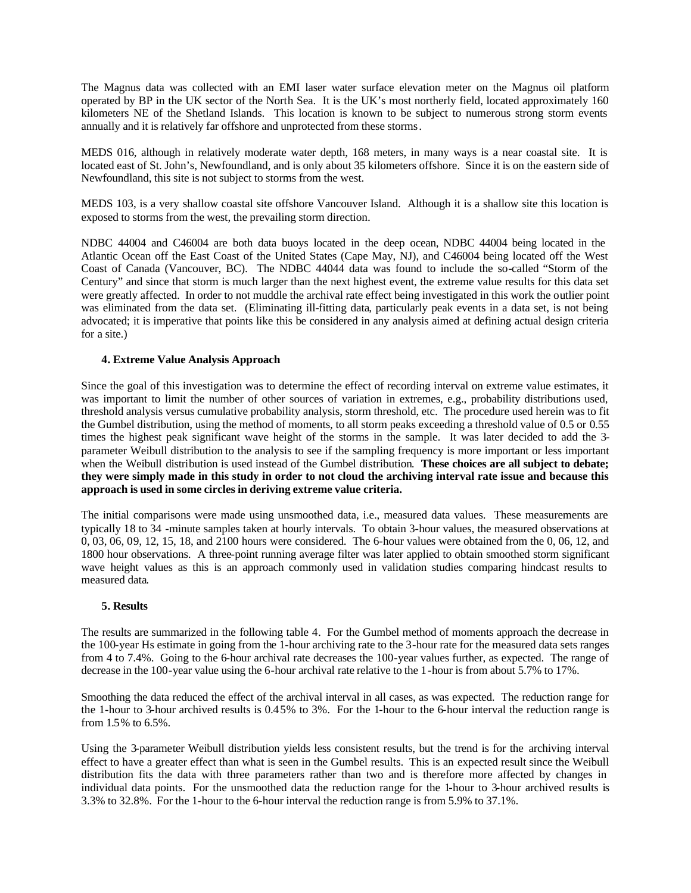The Magnus data was collected with an EMI laser water surface elevation meter on the Magnus oil platform operated by BP in the UK sector of the North Sea. It is the UK's most northerly field, located approximately 160 kilometers NE of the Shetland Islands. This location is known to be subject to numerous strong storm events annually and it is relatively far offshore and unprotected from these storms.

MEDS 016, although in relatively moderate water depth, 168 meters, in many ways is a near coastal site. It is located east of St. John's, Newfoundland, and is only about 35 kilometers offshore. Since it is on the eastern side of Newfoundland, this site is not subject to storms from the west.

MEDS 103, is a very shallow coastal site offshore Vancouver Island. Although it is a shallow site this location is exposed to storms from the west, the prevailing storm direction.

NDBC 44004 and C46004 are both data buoys located in the deep ocean, NDBC 44004 being located in the Atlantic Ocean off the East Coast of the United States (Cape May, NJ), and C46004 being located off the West Coast of Canada (Vancouver, BC). The NDBC 44044 data was found to include the so-called "Storm of the Century" and since that storm is much larger than the next highest event, the extreme value results for this data set were greatly affected. In order to not muddle the archival rate effect being investigated in this work the outlier point was eliminated from the data set. (Eliminating ill-fitting data, particularly peak events in a data set, is not being advocated; it is imperative that points like this be considered in any analysis aimed at defining actual design criteria for a site.)

### 4. Extreme Value Analysis Approach

Since the goal of this investigation was to determine the effect of recording interval on extreme value estimates, it was important to limit the number of other sources of variation in extremes, e.g., probability distributions used, threshold analysis versus cumulative probability analysis, storm threshold, etc. The procedure used herein was to fit the Gumbel distribution, using the method of moments, to all storm peaks exceeding a threshold value of 0.5 or 0.55 times the highest peak significant wave height of the storms in the sample. It was later decided to add the 3-parameter Weibull distribution to the analysis to see if the sampling frequency is more important or less important when the Weibull distribution is used instead of the Gumbel distribution. **These choices are all subject to debate; they were simply made in this study in order to not cloud the archiving interval rate issue and because this approach is used in some circles in deriving extreme value criteria.**

The initial comparisons were made using unsmoothed data, i.e., measured data values. These measurements are typically 18 to 34 -minute samples taken at hourly intervals. To obtain 3-hour values, the measured observations at 0, 03, 06, 09, 12, 15, 18, and 2100 hours were considered. The 6-hour values were obtained from the 0, 06, 12, and 1800 hour observations. A three-point running average filter was later applied to obtain smoothed storm significant wave height values as this is an approach commonly used in validation studies comparing hindcast results to measured data.

### 5. Results

The results are summarized in the following table 4. For the Gumbel method of moments approach the decrease in the 100-year Hs estimate in going from the 1-hour archiving rate to the 3-hour rate for the measured data sets ranges from 4 to 7.4%. Going to the 6-hour archival rate decreases the 100-year values further, as expected. The range of decrease in the 100-year value using the 6-hour archival rate relative to the 1-hour is from about 5.7% to 17%.

Smoothing the data reduced the effect of the archival interval in all cases, as was expected. The reduction range for the 1-hour to 3-hour archived results is 0.45% to 3%. For the 1-hour to the 6-hour interval the reduction range is from 1.5% to 6.5%.

Using the 3-parameter Weibull distribution yields less consistent results, but the trend is for the archiving interval effect to have a greater effect than what is seen in the Gumbel results. This is an expected result since the Weibull distribution fits the data with three parameters rather than two and is therefore more affected by changes in individual data points. For the unsmoothed data the reduction range for the 1-hour to 3-hour archived results is 3.3% to 32.8%. For the 1-hour to the 6-hour interval the reduction range is from 5.9% to 37.1%.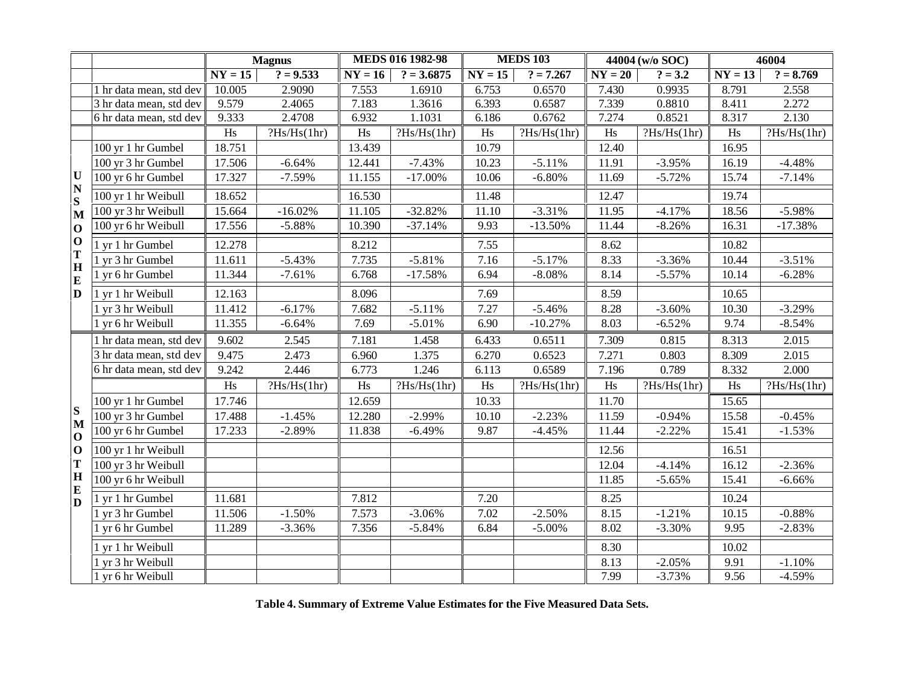| | | Magnus | | MEDS 016 1982-98 | | MEDS 103 | | 44004 (w/o SOC) | | 46004 | |
|---|---|---|---|---|---|---|---|---|---|---|---|
| | | NY = 15 | ? = 9.533 | NY = 16 | ? = 3.6875 | NY = 15 | ? = 7.267 | NY = 20 | ? = 3.2 | NY = 13 | ? = 8.769 |
| UNSMOOTHED | 1 hr data mean, std dev | 10.005 | 2.9090 | 7.553 | 1.6910 | 6.753 | 0.6570 | 7.430 | 0.9935 | 8.791 | 2.558 |
| | 3 hr data mean, std dev | 9.579 | 2.4065 | 7.183 | 1.3616 | 6.393 | 0.6587 | 7.339 | 0.8810 | 8.411 | 2.272 |
| | 6 hr data mean, std dev | 9.333 | 2.4708 | 6.932 | 1.1031 | 6.186 | 0.6762 | 7.274 | 0.8521 | 8.317 | 2.130 |
| | | Hs | ?Hs/Hs(1hr) | Hs | ?Hs/Hs(1hr) | Hs | ?Hs/Hs(1hr) | Hs | ?Hs/Hs(1hr) | Hs | ?Hs/Hs(1hr) |
| | 100 yr 1 hr Gumbel | 18.751 | | 13.439 | | 10.79 | | 12.40 | | 16.95 | |
| | 100 yr 3 hr Gumbel | 17.506 | -6.64% | 12.441 | -7.43% | 10.23 | -5.11% | 11.91 | -3.95% | 16.19 | -4.48% |
| | 100 yr 6 hr Gumbel | 17.327 | -7.59% | 11.155 | -17.00% | 10.06 | -6.80% | 11.69 | -5.72% | 15.74 | -7.14% |
| | 100 yr 1 hr Weibull | 18.652 | | 16.530 | | 11.48 | | 12.47 | | 19.74 | |
| | 100 yr 3 hr Weibull | 15.664 | -16.02% | 11.105 | -32.82% | 11.10 | -3.31% | 11.95 | -4.17% | 18.56 | -5.98% |
| | 100 yr 6 hr Weibull | 17.556 | -5.88% | 10.390 | -37.14% | 9.93 | -13.50% | 11.44 | -8.26% | 16.31 | -17.38% |
| | 1 yr 1 hr Gumbel | 12.278 | | 8.212 | | 7.55 | | 8.62 | | 10.82 | |
| | 1 yr 3 hr Gumbel | 11.611 | -5.43% | 7.735 | -5.81% | 7.16 | -5.17% | 8.33 | -3.36% | 10.44 | -3.51% |
| | 1 yr 6 hr Gumbel | 11.344 | -7.61% | 6.768 | -17.58% | 6.94 | -8.08% | 8.14 | -5.57% | 10.14 | -6.28% |
| | 1 yr 1 hr Weibull | 12.163 | | 8.096 | | 7.69 | | 8.59 | | 10.65 | |
| | 1 yr 3 hr Weibull | 11.412 | -6.17% | 7.682 | -5.11% | 7.27 | -5.46% | 8.28 | -3.60% | 10.30 | -3.29% |
| | 1 yr 6 hr Weibull | 11.355 | -6.64% | 7.69 | -5.01% | 6.90 | -10.27% | 8.03 | -6.52% | 9.74 | -8.54% |
| SMOOTHED | 1 hr data mean, std dev | 9.602 | 2.545 | 7.181 | 1.458 | 6.433 | 0.6511 | 7.309 | 0.815 | 8.313 | 2.015 |
| | 3 hr data mean, std dev | 9.475 | 2.473 | 6.960 | 1.375 | 6.270 | 0.6523 | 7.271 | 0.803 | 8.309 | 2.015 |
| | 6 hr data mean, std dev | 9.242 | 2.446 | 6.773 | 1.246 | 6.113 | 0.6589 | 7.196 | 0.789 | 8.332 | 2.000 |
| | | Hs | ?Hs/Hs(1hr) | Hs | ?Hs/Hs(1hr) | Hs | ?Hs/Hs(1hr) | Hs | ?Hs/Hs(1hr) | Hs | ?Hs/Hs(1hr) |
| | 100 yr 1 hr Gumbel | 17.746 | | 12.659 | | 10.33 | | 11.70 | | 15.65 | |
| | 100 yr 3 hr Gumbel | 17.488 | -1.45% | 12.280 | -2.99% | 10.10 | -2.23% | 11.59 | -0.94% | 15.58 | -0.45% |
| | 100 yr 6 hr Gumbel | 17.233 | -2.89% | 11.838 | -6.49% | 9.87 | -4.45% | 11.44 | -2.22% | 15.41 | -1.53% |
| | 100 yr 1 hr Weibull | | | | | | | 12.56 | | 16.51 | |
| | 100 yr 3 hr Weibull | | | | | | | 12.04 | -4.14% | 16.12 | -2.36% |
| | 100 yr 6 hr Weibull | | | | | | | 11.85 | -5.65% | 15.41 | -6.66% |
| | 1 yr 1 hr Gumbel | 11.681 | | 7.812 | | 7.20 | | 8.25 | | 10.24 | |
| | 1 yr 3 hr Gumbel | 11.506 | -1.50% | 7.573 | -3.06% | 7.02 | -2.50% | 8.15 | -1.21% | 10.15 | -0.88% |
| | 1 yr 6 hr Gumbel | 11.289 | -3.36% | 7.356 | -5.84% | 6.84 | -5.00% | 8.02 | -3.30% | 9.95 | -2.83% |
| | 1 yr 1 hr Weibull | | | | | | | 8.30 | | 10.02 | |
| | 1 yr 3 hr Weibull | | | | | | | 8.13 | -2.05% | 9.91 | -1.10% |
| | 1 yr 6 hr Weibull | | | | | | | 7.99 | -3.73% | 9.56 | -4.59% |

**Table 4. Summary of Extreme Value Estimates for the Five Measured Data Sets.**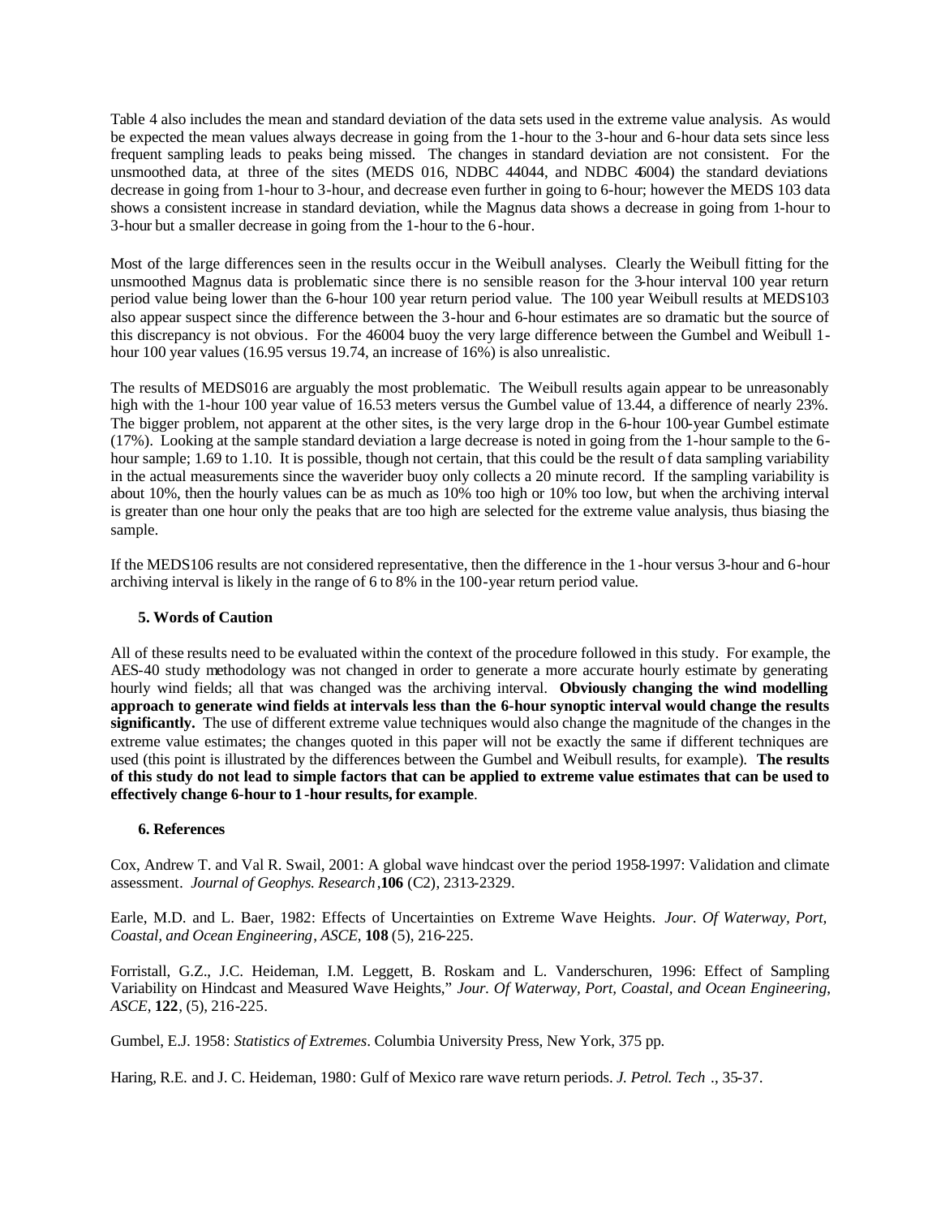Table 4 also includes the mean and standard deviation of the data sets used in the extreme value analysis. As would be expected the mean values always decrease in going from the 1-hour to the 3-hour and 6-hour data sets since less frequent sampling leads to peaks being missed. The changes in standard deviation are not consistent. For the unsmoothed data, at three of the sites (MEDS 016, NDBC 44044, and NDBC 46004) the standard deviations decrease in going from 1-hour to 3-hour, and decrease even further in going to 6-hour; however the MEDS 103 data shows a consistent increase in standard deviation, while the Magnus data shows a decrease in going from 1-hour to 3-hour but a smaller decrease in going from the 1-hour to the 6-hour.

Most of the large differences seen in the results occur in the Weibull analyses. Clearly the Weibull fitting for the unsmoothed Magnus data is problematic since there is no sensible reason for the 3-hour interval 100 year return period value being lower than the 6-hour 100 year return period value. The 100 year Weibull results at MEDS103 also appear suspect since the difference between the 3-hour and 6-hour estimates are so dramatic but the source of this discrepancy is not obvious. For the 46004 buoy the very large difference between the Gumbel and Weibull 1-hour 100 year values (16.95 versus 19.74, an increase of 16%) is also unrealistic.

The results of MEDS016 are arguably the most problematic. The Weibull results again appear to be unreasonably high with the 1-hour 100 year value of 16.53 meters versus the Gumbel value of 13.44, a difference of nearly 23%. The bigger problem, not apparent at the other sites, is the very large drop in the 6-hour 100-year Gumbel estimate (17%). Looking at the sample standard deviation a large decrease is noted in going from the 1-hour sample to the 6-hour sample; 1.69 to 1.10. It is possible, though not certain, that this could be the result of data sampling variability in the actual measurements since the waverider buoy only collects a 20 minute record. If the sampling variability is about 10%, then the hourly values can be as much as 10% too high or 10% too low, but when the archiving interval is greater than one hour only the peaks that are too high are selected for the extreme value analysis, thus biasing the sample.

If the MEDS106 results are not considered representative, then the difference in the 1-hour versus 3-hour and 6-hour archiving interval is likely in the range of 6 to 8% in the 100-year return period value.

## 5. Words of Caution

All of these results need to be evaluated within the context of the procedure followed in this study. For example, the AES-40 study methodology was not changed in order to generate a more accurate hourly estimate by generating hourly wind fields; all that was changed was the archiving interval. **Obviously changing the wind modelling approach to generate wind fields at intervals less than the 6-hour synoptic interval would change the results significantly.** The use of different extreme value techniques would also change the magnitude of the changes in the extreme value estimates; the changes quoted in this paper will not be exactly the same if different techniques are used (this point is illustrated by the differences between the Gumbel and Weibull results, for example). **The results of this study do not lead to simple factors that can be applied to extreme value estimates that can be used to effectively change 6-hour to 1-hour results, for example**.

## 6. References

Cox, Andrew T. and Val R. Swail, 2001: A global wave hindcast over the period 1958-1997: Validation and climate assessment. *Journal of Geophys. Research*, **106** (C2), 2313-2329.

Earle, M.D. and L. Baer, 1982: Effects of Uncertainties on Extreme Wave Heights. *Jour. Of Waterway, Port, Coastal, and Ocean Engineering, ASCE*, **108** (5), 216-225.

Forristall, G.Z., J.C. Heideman, I.M. Leggett, B. Roskam and L. Vanderschuren, 1996: Effect of Sampling Variability on Hindcast and Measured Wave Heights," *Jour. Of Waterway, Port, Coastal, and Ocean Engineering, ASCE*, **122**, (5), 216-225.

Gumbel, E.J. 1958: *Statistics of Extremes*. Columbia University Press, New York, 375 pp.

Haring, R.E. and J. C. Heideman, 1980: Gulf of Mexico rare wave return periods. *J. Petrol. Tech* ., 35-37.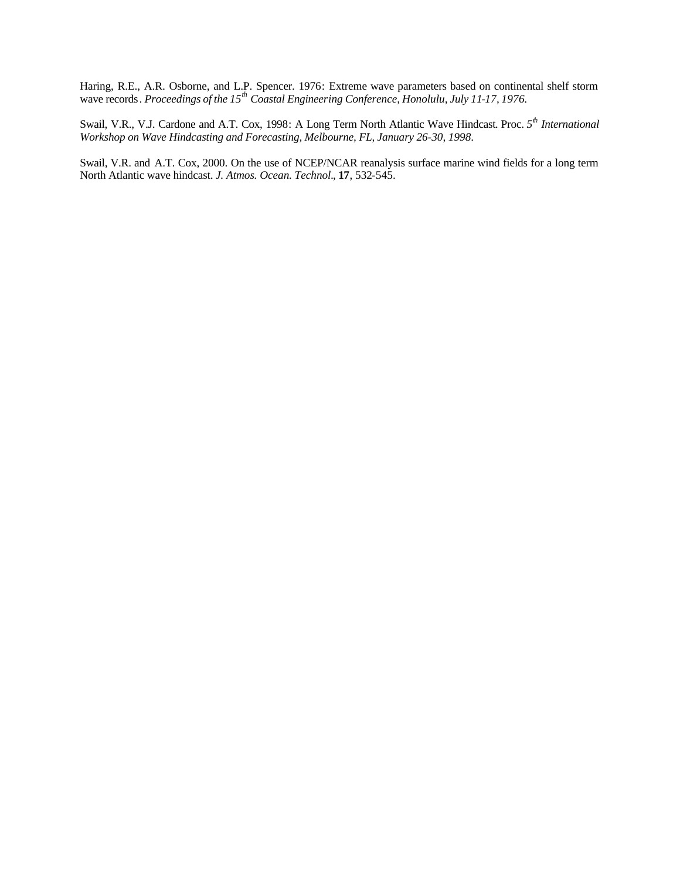Haring, R.E., A.R. Osborne, and L.P. Spencer. 1976: Extreme wave parameters based on continental shelf storm wave records. *Proceedings of the 15th Coastal Engineering Conference, Honolulu, July 11-17, 1976.*

Swail, V.R., V.J. Cardone and A.T. Cox, 1998: A Long Term North Atlantic Wave Hindcast. Proc. *5th International Workshop on Wave Hindcasting and Forecasting, Melbourne, FL, January 26-30, 1998.*

Swail, V.R. and A.T. Cox, 2000. On the use of NCEP/NCAR reanalysis surface marine wind fields for a long term North Atlantic wave hindcast. *J. Atmos. Ocean. Technol.*, **17**, 532-545.